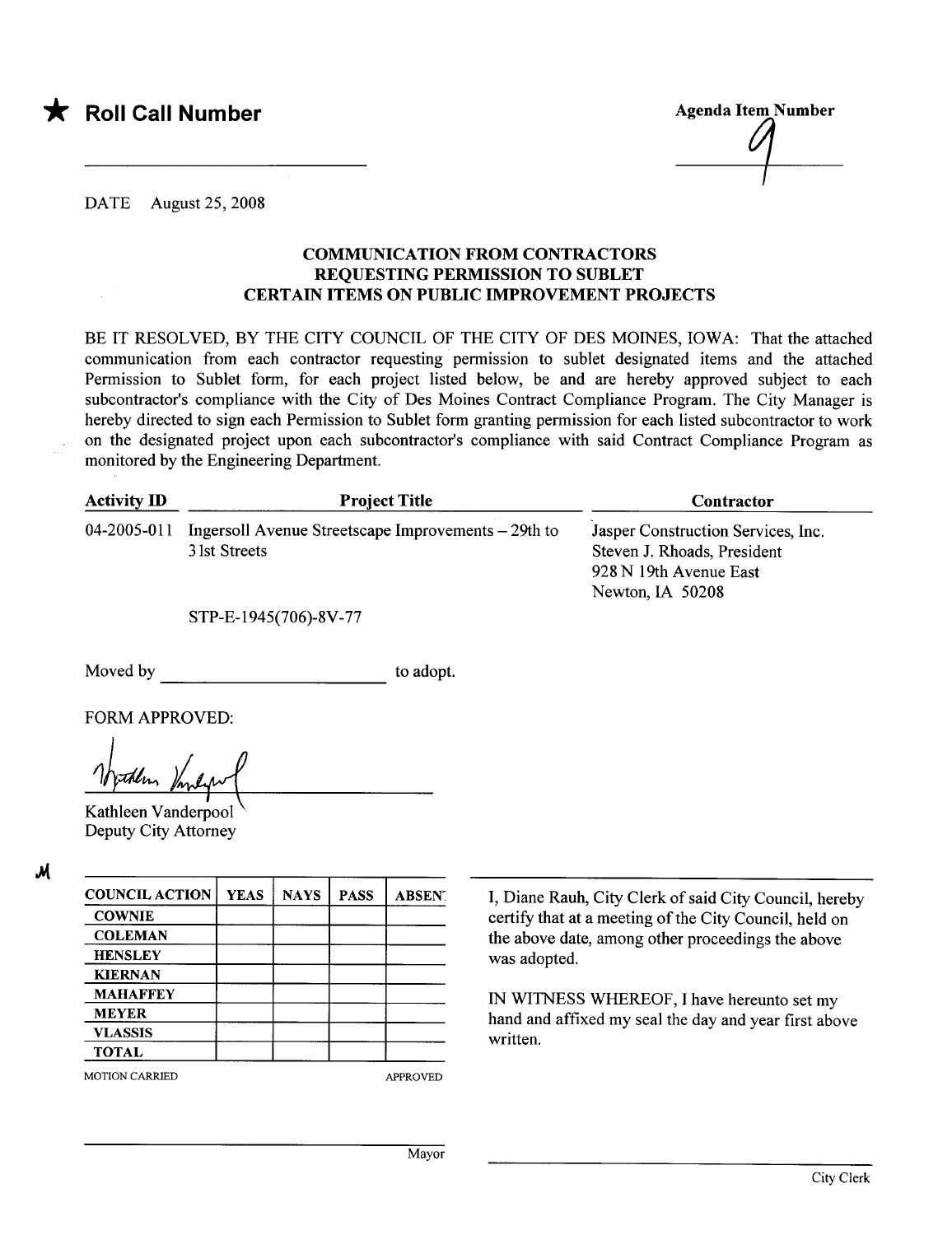★ **Roll Call Number**

**Agenda Item Number**

9

DATE August 25, 2008

### COMMUNICATION FROM CONTRACTORS REQUESTING PERMISSION TO SUBLET CERTAIN ITEMS ON PUBLIC IMPROVEMENT PROJECTS

BE IT RESOLVED, BY THE CITY COUNCIL OF THE CITY OF DES MOINES, IOWA: That the attached communication from each contractor requesting permission to sublet designated items and the attached Permission to Sublet form, for each project listed below, be and are hereby approved subject to each subcontractor's compliance with the City of Des Moines Contract Compliance Program. The City Manager is hereby directed to sign each Permission to Sublet form granting permission for each listed subcontractor to work on the designated project upon each subcontractor's compliance with said Contract Compliance Program as monitored by the Engineering Department.

| Activity ID | Project Title | Contractor |
|---|---|---|
| 04-2005-011 | Ingersoll Avenue Streetscape Improvements – 29th to 31st Streets<br><br>STP-E-1945(706)-8V-77 | Jasper Construction Services, Inc.<br>Steven J. Rhoads, President<br>928 N 19th Avenue East<br>Newton, IA 50208 |

Moved by ______________________ to adopt.

FORM APPROVED:

Kathleen Vanderpool
Deputy City Attorney

| COUNCIL ACTION | YEAS | NAYS | PASS | ABSENT |
|---|---|---|---|---|
| COWNIE | | | | |
| COLEMAN | | | | |
| HENSLEY | | | | |
| KIERNAN | | | | |
| MAHAFFEY | | | | |
| MEYER | | | | |
| VLASSIS | | | | |
| TOTAL | | | | |

MOTION CARRIED APPROVED

I, Diane Rauh, City Clerk of said City Council, hereby certify that at a meeting of the City Council, held on the above date, among other proceedings the above was adopted.

IN WITNESS WHEREOF, I have hereunto set my hand and affixed my seal the day and year first above written.

______________________
Mayor

______________________
City Clerk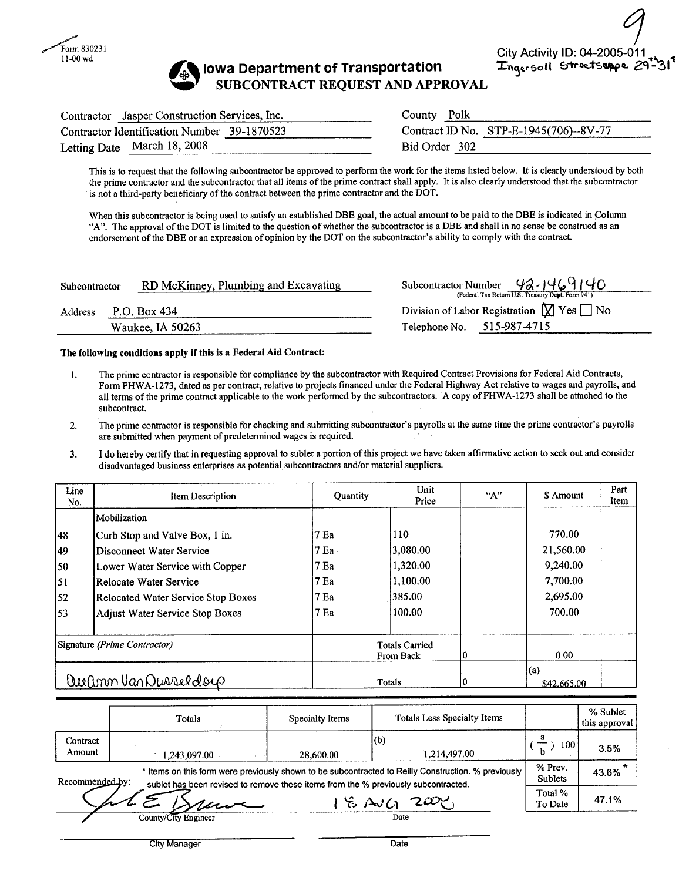Form 830231
11-00 wd

City Activity ID: 04-2005-011
Ingersoll Streetscape 29th-31st

9

# Iowa Department of Transportation

## SUBCONTRACT REQUEST AND APPROVAL

| | |
|---|---|
| Contractor Jasper Construction Services, Inc. | County Polk |
| Contractor Identification Number 39-1870523 | Contract ID No. STP-E-1945(706)--8V-77 |
| Letting Date March 18, 2008 | Bid Order 302 |

This is to request that the following subcontractor be approved to perform the work for the items listed below. It is clearly understood by both the prime contractor and the subcontractor that all items of the prime contract shall apply. It is also clearly understood that the subcontractor is not a third-party beneficiary of the contract between the prime contractor and the DOT.

When this subcontractor is being used to satisfy an established DBE goal, the actual amount to be paid to the DBE is indicated in Column "A". The approval of the DOT is limited to the question of whether the subcontractor is a DBE and shall in no sense be construed as an endorsement of the DBE or an expression of opinion by the DOT on the subcontractor's ability to comply with the contract.

| | |
|---|---|
| Subcontractor RD McKinney, Plumbing and Excavating | Subcontractor Number 42-1469140 (Federal Tax Return U.S. Treasury Dept. Form 941) |
| Address P.O. Box 434 | Division of Labor Registration [X] Yes [ ] No |
| Waukee, IA 50263 | Telephone No. 515-987-4715 |

**The following conditions apply if this is a Federal Aid Contract:**

1. The prime contractor is responsible for compliance by the subcontractor with Required Contract Provisions for Federal Aid Contracts, Form FHWA-1273, dated as per contract, relative to projects financed under the Federal Highway Act relative to wages and payrolls, and all terms of the prime contract applicable to the work performed by the subcontractors. A copy of FHWA-1273 shall be attached to the subcontract.
2. The prime contractor is responsible for checking and submitting subcontractor's payrolls at the same time the prime contractor's payrolls are submitted when payment of predetermined wages is required.
3. I do hereby certify that in requesting approval to sublet a portion of this project we have taken affirmative action to seek out and consider disadvantaged business enterprises as potential subcontractors and/or material suppliers.

| Line No. | Item Description | Quantity | Unit Price | "A" | $ Amount | Part Item |
|---|---|---|---|---|---|---|
| | Mobilization | | | | | |
| 48 | Curb Stop and Valve Box, 1 in. | 7 Ea | 110 | | 770.00 | |
| 49 | Disconnect Water Service | 7 Ea | 3,080.00 | | 21,560.00 | |
| 50 | Lower Water Service with Copper | 7 Ea | 1,320.00 | | 9,240.00 | |
| 51 | Relocate Water Service | 7 Ea | 1,100.00 | | 7,700.00 | |
| 52 | Relocated Water Service Stop Boxes | 7 Ea | 385.00 | | 2,695.00 | |
| 53 | Adjust Water Service Stop Boxes | 7 Ea | 100.00 | | 700.00 | |
| Signature *(Prime Contractor)* | | Totals Carried From Back | | 0 | 0.00 | |
| DeeAnn VanDusseldorp | | Totals | | 0 | (a) $42,665.00 | |

| | Totals | Specialty Items | Totals Less Specialty Items | | % Sublet this approval |
|---|---|---|---|---|---|
| Contract Amount | 1,243,097.00 | 28,600.00 | (b) 1,214,497.00 | $(\frac{a}{b})\ 100$ | 3.5% |
| | | | | % Prev. Sublets | 43.6% * |
| | | | | Total % To Date | 47.1% |

\* Items on this form were previously shown to be subcontracted to Reilly Construction. % previously sublet has been revised to remove these items from the % previously subcontracted.

Recommended by: [signature] 18 AUG 2008

County/City Engineer — Date

City Manager — Date